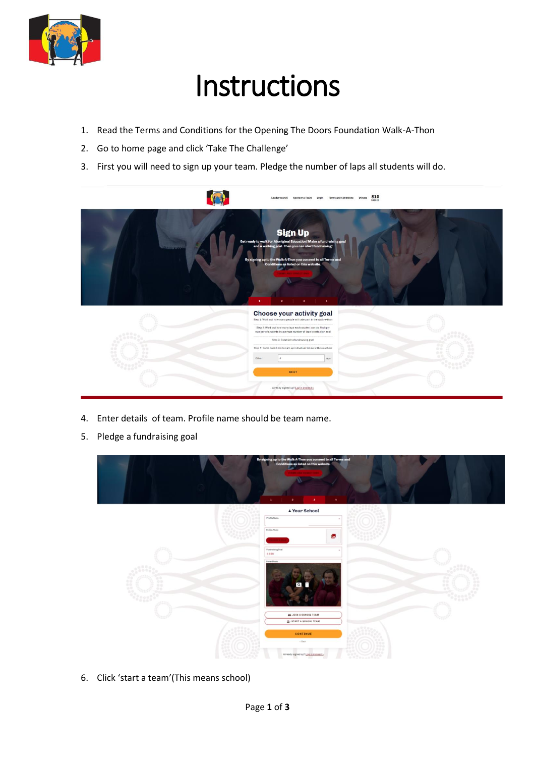# Instructions

1. Read the Terms and Conditions for the Opening The Doors Foundation Walk-A-Thon
2. Go to home page and click 'Take The Challenge'
3. First you will need to sign up your team. Pledge the number of laps all students will do.

4. Enter details of team. Profile name should be team name.
5. Pledge a fundraising goal

6. Click 'start a team'(This means school)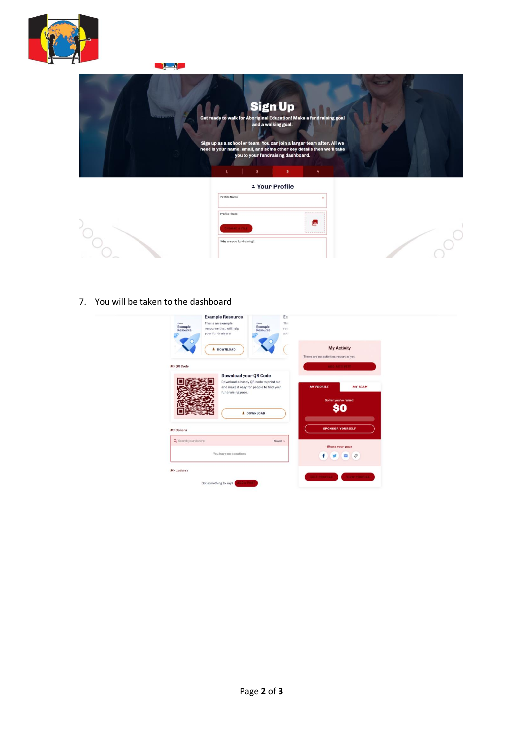7. You will be taken to the dashboard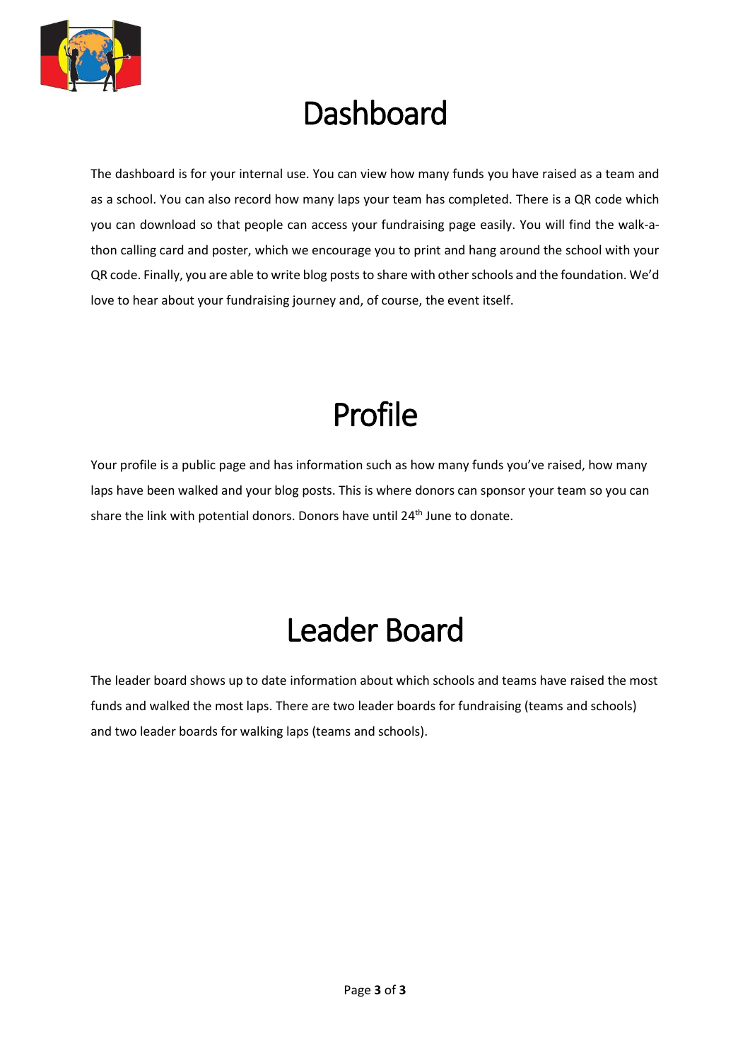# Dashboard

The dashboard is for your internal use. You can view how many funds you have raised as a team and as a school. You can also record how many laps your team has completed. There is a QR code which you can download so that people can access your fundraising page easily. You will find the walk-a-thon calling card and poster, which we encourage you to print and hang around the school with your QR code. Finally, you are able to write blog posts to share with other schools and the foundation. We'd love to hear about your fundraising journey and, of course, the event itself.

# Profile

Your profile is a public page and has information such as how many funds you've raised, how many laps have been walked and your blog posts. This is where donors can sponsor your team so you can share the link with potential donors. Donors have until 24th June to donate.

# Leader Board

The leader board shows up to date information about which schools and teams have raised the most funds and walked the most laps. There are two leader boards for fundraising (teams and schools) and two leader boards for walking laps (teams and schools).